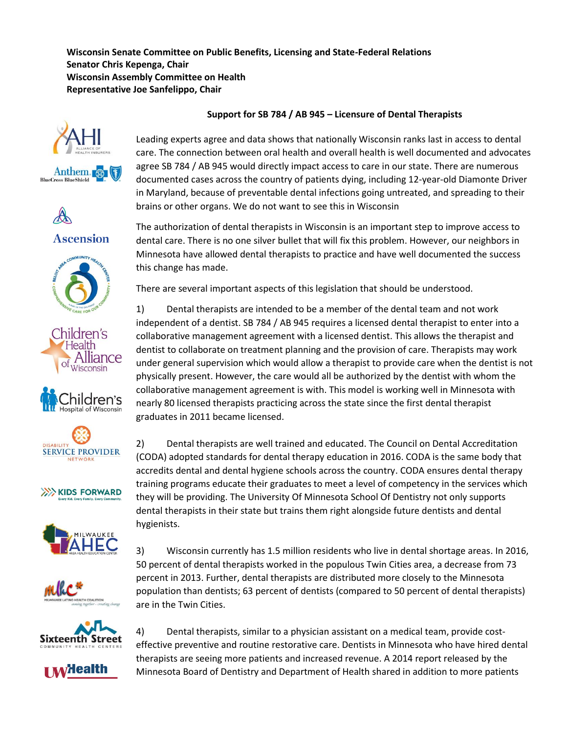**Wisconsin Senate Committee on Public Benefits, Licensing and State-Federal Relations**
**Senator Chris Kepenga, Chair**
**Wisconsin Assembly Committee on Health**
**Representative Joe Sanfelippo, Chair**

**Support for SB 784 / AB 945 – Licensure of Dental Therapists**

AHI Alliance of Health Insurers
Anthem BlueCross BlueShield
Ascension
Beloit Area Community Health Center
Children's Health Alliance of Wisconsin
Children's Hospital of Wisconsin
Disability Service Provider Network
Kids Forward
Milwaukee AHEC
Milwaukee Latino Health Coalition
Sixteenth Street Community Health Centers
UW Health

Leading experts agree and data shows that nationally Wisconsin ranks last in access to dental care. The connection between oral health and overall health is well documented and advocates agree SB 784 / AB 945 would directly impact access to care in our state. There are numerous documented cases across the country of patients dying, including 12-year-old Diamonte Driver in Maryland, because of preventable dental infections going untreated, and spreading to their brains or other organs. We do not want to see this in Wisconsin

The authorization of dental therapists in Wisconsin is an important step to improve access to dental care. There is no one silver bullet that will fix this problem. However, our neighbors in Minnesota have allowed dental therapists to practice and have well documented the success this change has made.

There are several important aspects of this legislation that should be understood.

1) Dental therapists are intended to be a member of the dental team and not work independent of a dentist. SB 784 / AB 945 requires a licensed dental therapist to enter into a collaborative management agreement with a licensed dentist. This allows the therapist and dentist to collaborate on treatment planning and the provision of care. Therapists may work under general supervision which would allow a therapist to provide care when the dentist is not physically present. However, the care would all be authorized by the dentist with whom the collaborative management agreement is with. This model is working well in Minnesota with nearly 80 licensed therapists practicing across the state since the first dental therapist graduates in 2011 became licensed.

2) Dental therapists are well trained and educated. The Council on Dental Accreditation (CODA) adopted standards for dental therapy education in 2016. CODA is the same body that accredits dental and dental hygiene schools across the country. CODA ensures dental therapy training programs educate their graduates to meet a level of competency in the services which they will be providing. The University Of Minnesota School Of Dentistry not only supports dental therapists in their state but trains them right alongside future dentists and dental hygienists.

3) Wisconsin currently has 1.5 million residents who live in dental shortage areas. In 2016, 50 percent of dental therapists worked in the populous Twin Cities area, a decrease from 73 percent in 2013. Further, dental therapists are distributed more closely to the Minnesota population than dentists; 63 percent of dentists (compared to 50 percent of dental therapists) are in the Twin Cities.

4) Dental therapists, similar to a physician assistant on a medical team, provide cost-effective preventive and routine restorative care. Dentists in Minnesota who have hired dental therapists are seeing more patients and increased revenue. A 2014 report released by the Minnesota Board of Dentistry and Department of Health shared in addition to more patients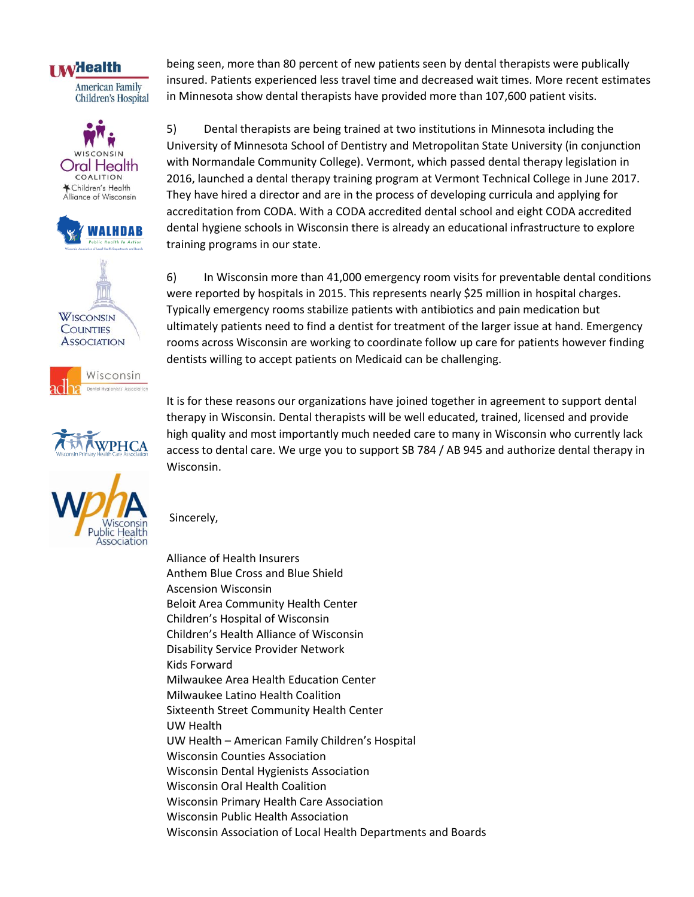being seen, more than 80 percent of new patients seen by dental therapists were publically insured. Patients experienced less travel time and decreased wait times. More recent estimates in Minnesota show dental therapists have provided more than 107,600 patient visits.

5) Dental therapists are being trained at two institutions in Minnesota including the University of Minnesota School of Dentistry and Metropolitan State University (in conjunction with Normandale Community College). Vermont, which passed dental therapy legislation in 2016, launched a dental therapy training program at Vermont Technical College in June 2017. They have hired a director and are in the process of developing curricula and applying for accreditation from CODA. With a CODA accredited dental school and eight CODA accredited dental hygiene schools in Wisconsin there is already an educational infrastructure to explore training programs in our state.

6) In Wisconsin more than 41,000 emergency room visits for preventable dental conditions were reported by hospitals in 2015. This represents nearly $25 million in hospital charges. Typically emergency rooms stabilize patients with antibiotics and pain medication but ultimately patients need to find a dentist for treatment of the larger issue at hand. Emergency rooms across Wisconsin are working to coordinate follow up care for patients however finding dentists willing to accept patients on Medicaid can be challenging.

It is for these reasons our organizations have joined together in agreement to support dental therapy in Wisconsin. Dental therapists will be well educated, trained, licensed and provide high quality and most importantly much needed care to many in Wisconsin who currently lack access to dental care. We urge you to support SB 784 / AB 945 and authorize dental therapy in Wisconsin.

Sincerely,

Alliance of Health Insurers
Anthem Blue Cross and Blue Shield
Ascension Wisconsin
Beloit Area Community Health Center
Children's Hospital of Wisconsin
Children's Health Alliance of Wisconsin
Disability Service Provider Network
Kids Forward
Milwaukee Area Health Education Center
Milwaukee Latino Health Coalition
Sixteenth Street Community Health Center
UW Health
UW Health – American Family Children's Hospital
Wisconsin Counties Association
Wisconsin Dental Hygienists Association
Wisconsin Oral Health Coalition
Wisconsin Primary Health Care Association
Wisconsin Public Health Association
Wisconsin Association of Local Health Departments and Boards